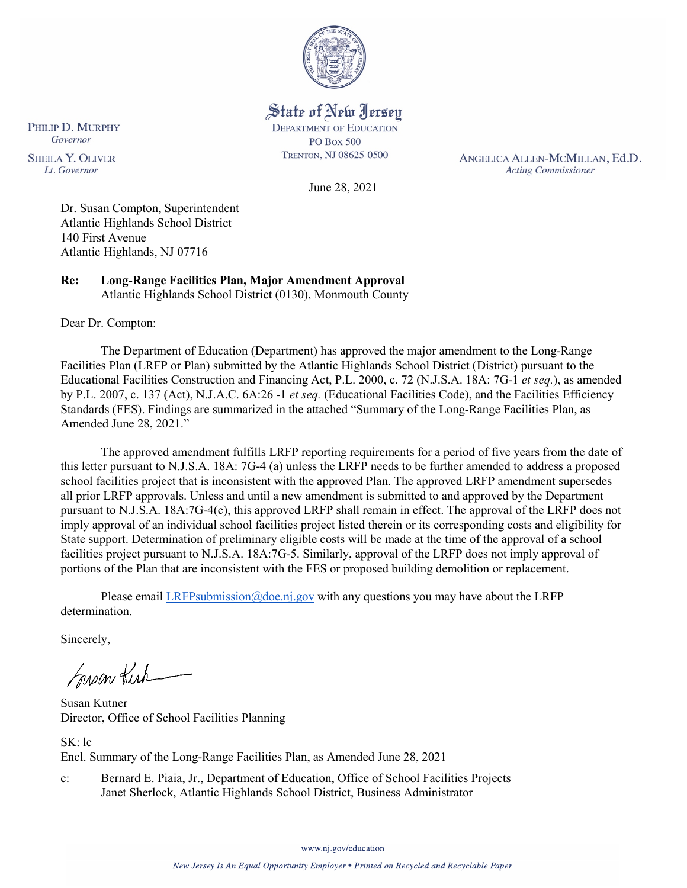State of New Jersey
DEPARTMENT OF EDUCATION
PO Box 500
TRENTON, NJ 08625-0500

PHILIP D. MURPHY
*Governor*

SHEILA Y. OLIVER
*Lt. Governor*

ANGELICA ALLEN-MCMILLAN, Ed.D.
*Acting Commissioner*

June 28, 2021

Dr. Susan Compton, Superintendent
Atlantic Highlands School District
140 First Avenue
Atlantic Highlands, NJ 07716

**Re: Long-Range Facilities Plan, Major Amendment Approval**
Atlantic Highlands School District (0130), Monmouth County

Dear Dr. Compton:

The Department of Education (Department) has approved the major amendment to the Long-Range Facilities Plan (LRFP or Plan) submitted by the Atlantic Highlands School District (District) pursuant to the Educational Facilities Construction and Financing Act, P.L. 2000, c. 72 (N.J.S.A. 18A: 7G-1 *et seq.*), as amended by P.L. 2007, c. 137 (Act), N.J.A.C. 6A:26 -1 *et seq.* (Educational Facilities Code), and the Facilities Efficiency Standards (FES). Findings are summarized in the attached "Summary of the Long-Range Facilities Plan, as Amended June 28, 2021."

The approved amendment fulfills LRFP reporting requirements for a period of five years from the date of this letter pursuant to N.J.S.A. 18A: 7G-4 (a) unless the LRFP needs to be further amended to address a proposed school facilities project that is inconsistent with the approved Plan. The approved LRFP amendment supersedes all prior LRFP approvals. Unless and until a new amendment is submitted to and approved by the Department pursuant to N.J.S.A. 18A:7G-4(c), this approved LRFP shall remain in effect. The approval of the LRFP does not imply approval of an individual school facilities project listed therein or its corresponding costs and eligibility for State support. Determination of preliminary eligible costs will be made at the time of the approval of a school facilities project pursuant to N.J.S.A. 18A:7G-5. Similarly, approval of the LRFP does not imply approval of portions of the Plan that are inconsistent with the FES or proposed building demolition or replacement.

Please email LRFPsubmission@doe.nj.gov with any questions you may have about the LRFP determination.

Sincerely,

Susan Kutner
Director, Office of School Facilities Planning

SK: lc
Encl. Summary of the Long-Range Facilities Plan, as Amended June 28, 2021

c: Bernard E. Piaia, Jr., Department of Education, Office of School Facilities Projects
Janet Sherlock, Atlantic Highlands School District, Business Administrator

www.nj.gov/education

*New Jersey Is An Equal Opportunity Employer • Printed on Recycled and Recyclable Paper*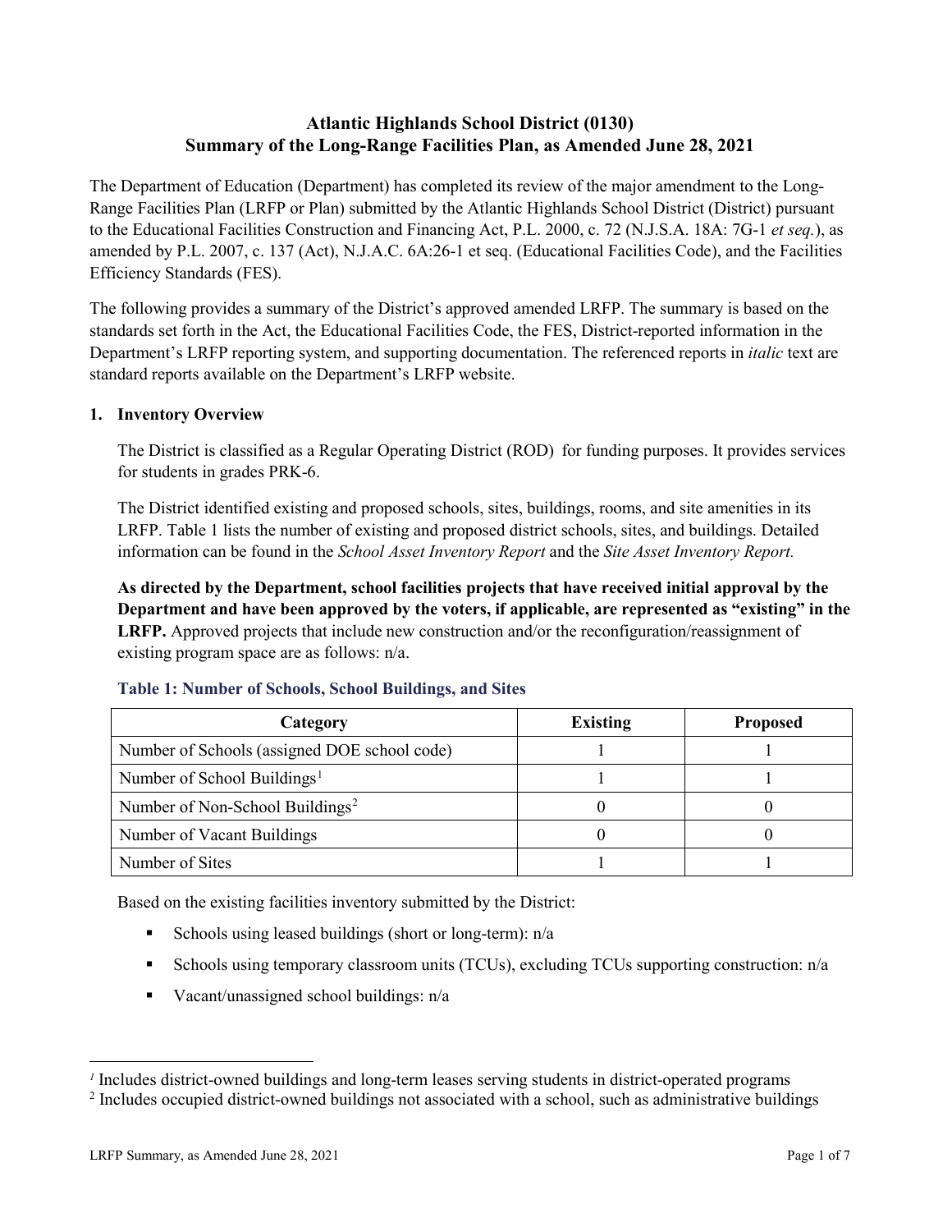# Atlantic Highlands School District (0130)
# Summary of the Long-Range Facilities Plan, as Amended June 28, 2021

The Department of Education (Department) has completed its review of the major amendment to the Long-Range Facilities Plan (LRFP or Plan) submitted by the Atlantic Highlands School District (District) pursuant to the Educational Facilities Construction and Financing Act, P.L. 2000, c. 72 (N.J.S.A. 18A: 7G-1 *et seq.*), as amended by P.L. 2007, c. 137 (Act), N.J.A.C. 6A:26-1 et seq. (Educational Facilities Code), and the Facilities Efficiency Standards (FES).

The following provides a summary of the District's approved amended LRFP. The summary is based on the standards set forth in the Act, the Educational Facilities Code, the FES, District-reported information in the Department's LRFP reporting system, and supporting documentation. The referenced reports in *italic* text are standard reports available on the Department's LRFP website.

## 1. Inventory Overview

The District is classified as a Regular Operating District (ROD) for funding purposes. It provides services for students in grades PRK-6.

The District identified existing and proposed schools, sites, buildings, rooms, and site amenities in its LRFP. Table 1 lists the number of existing and proposed district schools, sites, and buildings. Detailed information can be found in the *School Asset Inventory Report* and the *Site Asset Inventory Report.*

**As directed by the Department, school facilities projects that have received initial approval by the Department and have been approved by the voters, if applicable, are represented as "existing" in the LRFP.** Approved projects that include new construction and/or the reconfiguration/reassignment of existing program space are as follows: n/a.

### Table 1: Number of Schools, School Buildings, and Sites

| Category | Existing | Proposed |
|---|---|---|
| Number of Schools (assigned DOE school code) | 1 | 1 |
| Number of School Buildings[1] | 1 | 1 |
| Number of Non-School Buildings[2] | 0 | 0 |
| Number of Vacant Buildings | 0 | 0 |
| Number of Sites | 1 | 1 |

Based on the existing facilities inventory submitted by the District:

- Schools using leased buildings (short or long-term): n/a
- Schools using temporary classroom units (TCUs), excluding TCUs supporting construction: n/a
- Vacant/unassigned school buildings: n/a

[1] Includes district-owned buildings and long-term leases serving students in district-operated programs

[2] Includes occupied district-owned buildings not associated with a school, such as administrative buildings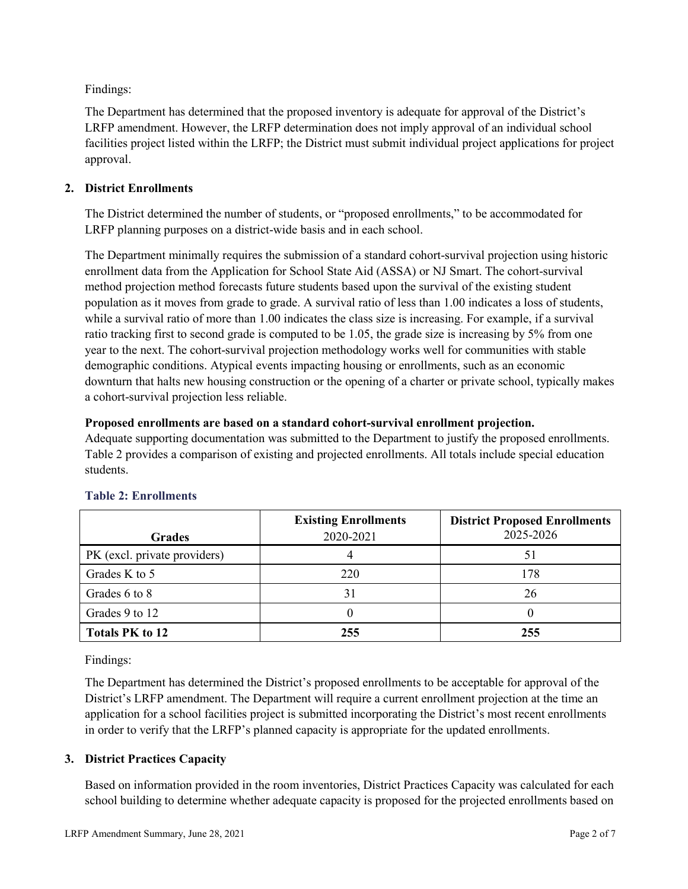Findings:

The Department has determined that the proposed inventory is adequate for approval of the District's LRFP amendment. However, the LRFP determination does not imply approval of an individual school facilities project listed within the LRFP; the District must submit individual project applications for project approval.

## 2. District Enrollments

The District determined the number of students, or "proposed enrollments," to be accommodated for LRFP planning purposes on a district-wide basis and in each school.

The Department minimally requires the submission of a standard cohort-survival projection using historic enrollment data from the Application for School State Aid (ASSA) or NJ Smart. The cohort-survival method projection method forecasts future students based upon the survival of the existing student population as it moves from grade to grade. A survival ratio of less than 1.00 indicates a loss of students, while a survival ratio of more than 1.00 indicates the class size is increasing. For example, if a survival ratio tracking first to second grade is computed to be 1.05, the grade size is increasing by 5% from one year to the next. The cohort-survival projection methodology works well for communities with stable demographic conditions. Atypical events impacting housing or enrollments, such as an economic downturn that halts new housing construction or the opening of a charter or private school, typically makes a cohort-survival projection less reliable.

**Proposed enrollments are based on a standard cohort-survival enrollment projection.**
Adequate supporting documentation was submitted to the Department to justify the proposed enrollments. Table 2 provides a comparison of existing and projected enrollments. All totals include special education students.

### Table 2: Enrollments

| Grades | **Existing Enrollments** 2020-2021 | **District Proposed Enrollments** 2025-2026 |
|---|---|---|
| PK (excl. private providers) | 4 | 51 |
| Grades K to 5 | 220 | 178 |
| Grades 6 to 8 | 31 | 26 |
| Grades 9 to 12 | 0 | 0 |
| **Totals PK to 12** | **255** | **255** |

Findings:

The Department has determined the District's proposed enrollments to be acceptable for approval of the District's LRFP amendment. The Department will require a current enrollment projection at the time an application for a school facilities project is submitted incorporating the District's most recent enrollments in order to verify that the LRFP's planned capacity is appropriate for the updated enrollments.

## 3. District Practices Capacity

Based on information provided in the room inventories, District Practices Capacity was calculated for each school building to determine whether adequate capacity is proposed for the projected enrollments based on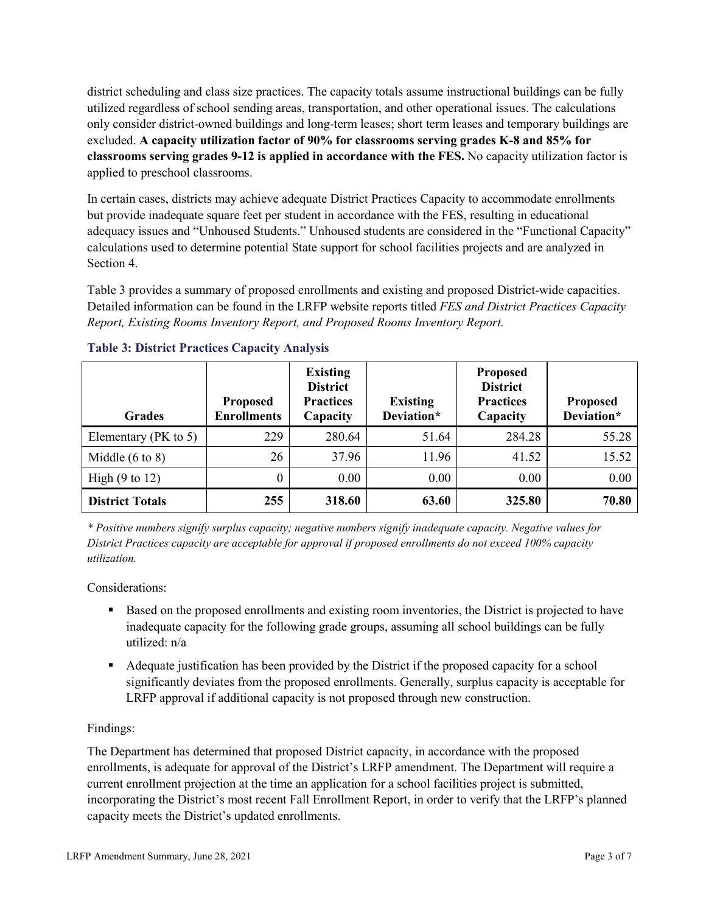district scheduling and class size practices. The capacity totals assume instructional buildings can be fully utilized regardless of school sending areas, transportation, and other operational issues. The calculations only consider district-owned buildings and long-term leases; short term leases and temporary buildings are excluded. **A capacity utilization factor of 90% for classrooms serving grades K-8 and 85% for classrooms serving grades 9-12 is applied in accordance with the FES.** No capacity utilization factor is applied to preschool classrooms.

In certain cases, districts may achieve adequate District Practices Capacity to accommodate enrollments but provide inadequate square feet per student in accordance with the FES, resulting in educational adequacy issues and "Unhoused Students." Unhoused students are considered in the "Functional Capacity" calculations used to determine potential State support for school facilities projects and are analyzed in Section 4.

Table 3 provides a summary of proposed enrollments and existing and proposed District-wide capacities. Detailed information can be found in the LRFP website reports titled *FES and District Practices Capacity Report, Existing Rooms Inventory Report, and Proposed Rooms Inventory Report.*

### Table 3: District Practices Capacity Analysis

| Grades | Proposed Enrollments | Existing District Practices Capacity | Existing Deviation* | Proposed District Practices Capacity | Proposed Deviation* |
|---|---|---|---|---|---|
| Elementary (PK to 5) | 229 | 280.64 | 51.64 | 284.28 | 55.28 |
| Middle (6 to 8) | 26 | 37.96 | 11.96 | 41.52 | 15.52 |
| High (9 to 12) | 0 | 0.00 | 0.00 | 0.00 | 0.00 |
| **District Totals** | **255** | **318.60** | **63.60** | **325.80** | **70.80** |

*\* Positive numbers signify surplus capacity; negative numbers signify inadequate capacity. Negative values for District Practices capacity are acceptable for approval if proposed enrollments do not exceed 100% capacity utilization.*

Considerations:

- Based on the proposed enrollments and existing room inventories, the District is projected to have inadequate capacity for the following grade groups, assuming all school buildings can be fully utilized: n/a
- Adequate justification has been provided by the District if the proposed capacity for a school significantly deviates from the proposed enrollments. Generally, surplus capacity is acceptable for LRFP approval if additional capacity is not proposed through new construction.

Findings:

The Department has determined that proposed District capacity, in accordance with the proposed enrollments, is adequate for approval of the District's LRFP amendment. The Department will require a current enrollment projection at the time an application for a school facilities project is submitted, incorporating the District's most recent Fall Enrollment Report, in order to verify that the LRFP's planned capacity meets the District's updated enrollments.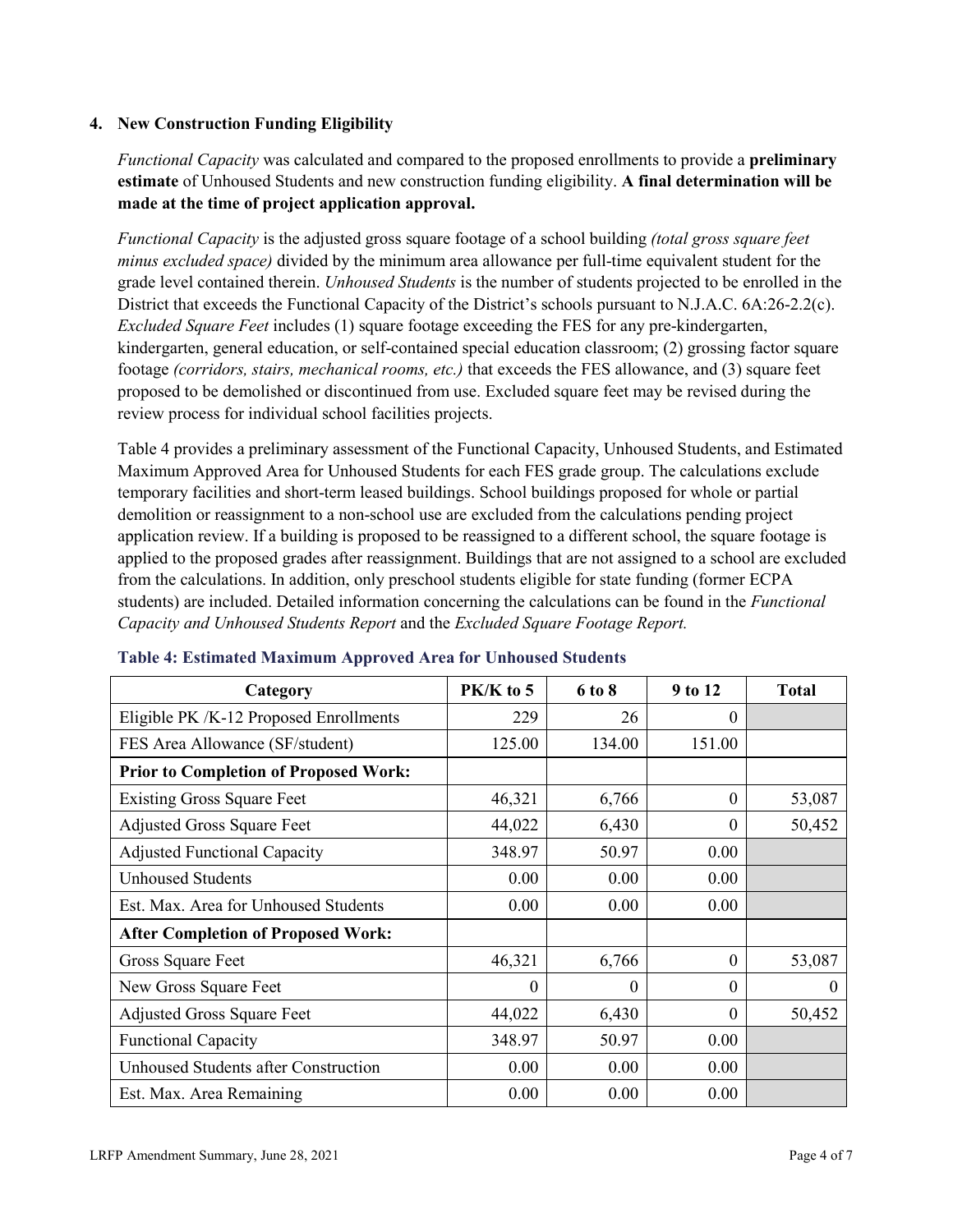## 4. New Construction Funding Eligibility

*Functional Capacity* was calculated and compared to the proposed enrollments to provide a **preliminary estimate** of Unhoused Students and new construction funding eligibility. **A final determination will be made at the time of project application approval.**

*Functional Capacity* is the adjusted gross square footage of a school building *(total gross square feet minus excluded space)* divided by the minimum area allowance per full-time equivalent student for the grade level contained therein. *Unhoused Students* is the number of students projected to be enrolled in the District that exceeds the Functional Capacity of the District's schools pursuant to N.J.A.C. 6A:26-2.2(c). *Excluded Square Feet* includes (1) square footage exceeding the FES for any pre-kindergarten, kindergarten, general education, or self-contained special education classroom; (2) grossing factor square footage *(corridors, stairs, mechanical rooms, etc.)* that exceeds the FES allowance, and (3) square feet proposed to be demolished or discontinued from use. Excluded square feet may be revised during the review process for individual school facilities projects.

Table 4 provides a preliminary assessment of the Functional Capacity, Unhoused Students, and Estimated Maximum Approved Area for Unhoused Students for each FES grade group. The calculations exclude temporary facilities and short-term leased buildings. School buildings proposed for whole or partial demolition or reassignment to a non-school use are excluded from the calculations pending project application review. If a building is proposed to be reassigned to a different school, the square footage is applied to the proposed grades after reassignment. Buildings that are not assigned to a school are excluded from the calculations. In addition, only preschool students eligible for state funding (former ECPA students) are included. Detailed information concerning the calculations can be found in the *Functional Capacity and Unhoused Students Report* and the *Excluded Square Footage Report.*

**Table 4: Estimated Maximum Approved Area for Unhoused Students**

| Category | PK/K to 5 | 6 to 8 | 9 to 12 | Total |
|---|---|---|---|---|
| Eligible PK /K-12 Proposed Enrollments | 229 | 26 | 0 | |
| FES Area Allowance (SF/student) | 125.00 | 134.00 | 151.00 | |
| **Prior to Completion of Proposed Work:** | | | | |
| Existing Gross Square Feet | 46,321 | 6,766 | 0 | 53,087 |
| Adjusted Gross Square Feet | 44,022 | 6,430 | 0 | 50,452 |
| Adjusted Functional Capacity | 348.97 | 50.97 | 0.00 | |
| Unhoused Students | 0.00 | 0.00 | 0.00 | |
| Est. Max. Area for Unhoused Students | 0.00 | 0.00 | 0.00 | |
| **After Completion of Proposed Work:** | | | | |
| Gross Square Feet | 46,321 | 6,766 | 0 | 53,087 |
| New Gross Square Feet | 0 | 0 | 0 | 0 |
| Adjusted Gross Square Feet | 44,022 | 6,430 | 0 | 50,452 |
| Functional Capacity | 348.97 | 50.97 | 0.00 | |
| Unhoused Students after Construction | 0.00 | 0.00 | 0.00 | |
| Est. Max. Area Remaining | 0.00 | 0.00 | 0.00 | |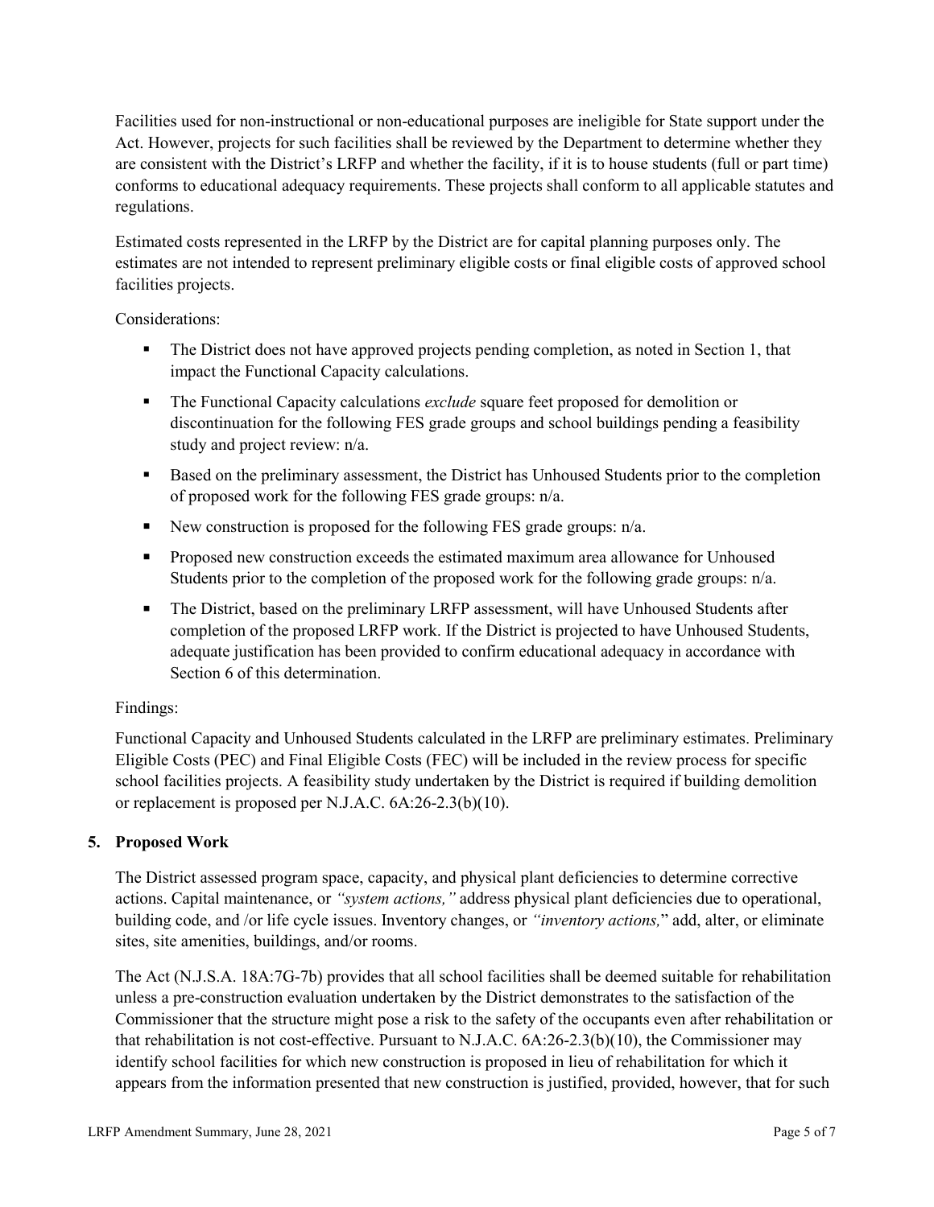Facilities used for non-instructional or non-educational purposes are ineligible for State support under the Act. However, projects for such facilities shall be reviewed by the Department to determine whether they are consistent with the District's LRFP and whether the facility, if it is to house students (full or part time) conforms to educational adequacy requirements. These projects shall conform to all applicable statutes and regulations.

Estimated costs represented in the LRFP by the District are for capital planning purposes only. The estimates are not intended to represent preliminary eligible costs or final eligible costs of approved school facilities projects.

Considerations:

- The District does not have approved projects pending completion, as noted in Section 1, that impact the Functional Capacity calculations.
- The Functional Capacity calculations *exclude* square feet proposed for demolition or discontinuation for the following FES grade groups and school buildings pending a feasibility study and project review: n/a.
- Based on the preliminary assessment, the District has Unhoused Students prior to the completion of proposed work for the following FES grade groups: n/a.
- New construction is proposed for the following FES grade groups: n/a.
- Proposed new construction exceeds the estimated maximum area allowance for Unhoused Students prior to the completion of the proposed work for the following grade groups: n/a.
- The District, based on the preliminary LRFP assessment, will have Unhoused Students after completion of the proposed LRFP work. If the District is projected to have Unhoused Students, adequate justification has been provided to confirm educational adequacy in accordance with Section 6 of this determination.

Findings:

Functional Capacity and Unhoused Students calculated in the LRFP are preliminary estimates. Preliminary Eligible Costs (PEC) and Final Eligible Costs (FEC) will be included in the review process for specific school facilities projects. A feasibility study undertaken by the District is required if building demolition or replacement is proposed per N.J.A.C. 6A:26-2.3(b)(10).

## 5. Proposed Work

The District assessed program space, capacity, and physical plant deficiencies to determine corrective actions. Capital maintenance, or *"system actions,"* address physical plant deficiencies due to operational, building code, and /or life cycle issues. Inventory changes, or *"inventory actions,"* add, alter, or eliminate sites, site amenities, buildings, and/or rooms.

The Act (N.J.S.A. 18A:7G-7b) provides that all school facilities shall be deemed suitable for rehabilitation unless a pre-construction evaluation undertaken by the District demonstrates to the satisfaction of the Commissioner that the structure might pose a risk to the safety of the occupants even after rehabilitation or that rehabilitation is not cost-effective. Pursuant to N.J.A.C. 6A:26-2.3(b)(10), the Commissioner may identify school facilities for which new construction is proposed in lieu of rehabilitation for which it appears from the information presented that new construction is justified, provided, however, that for such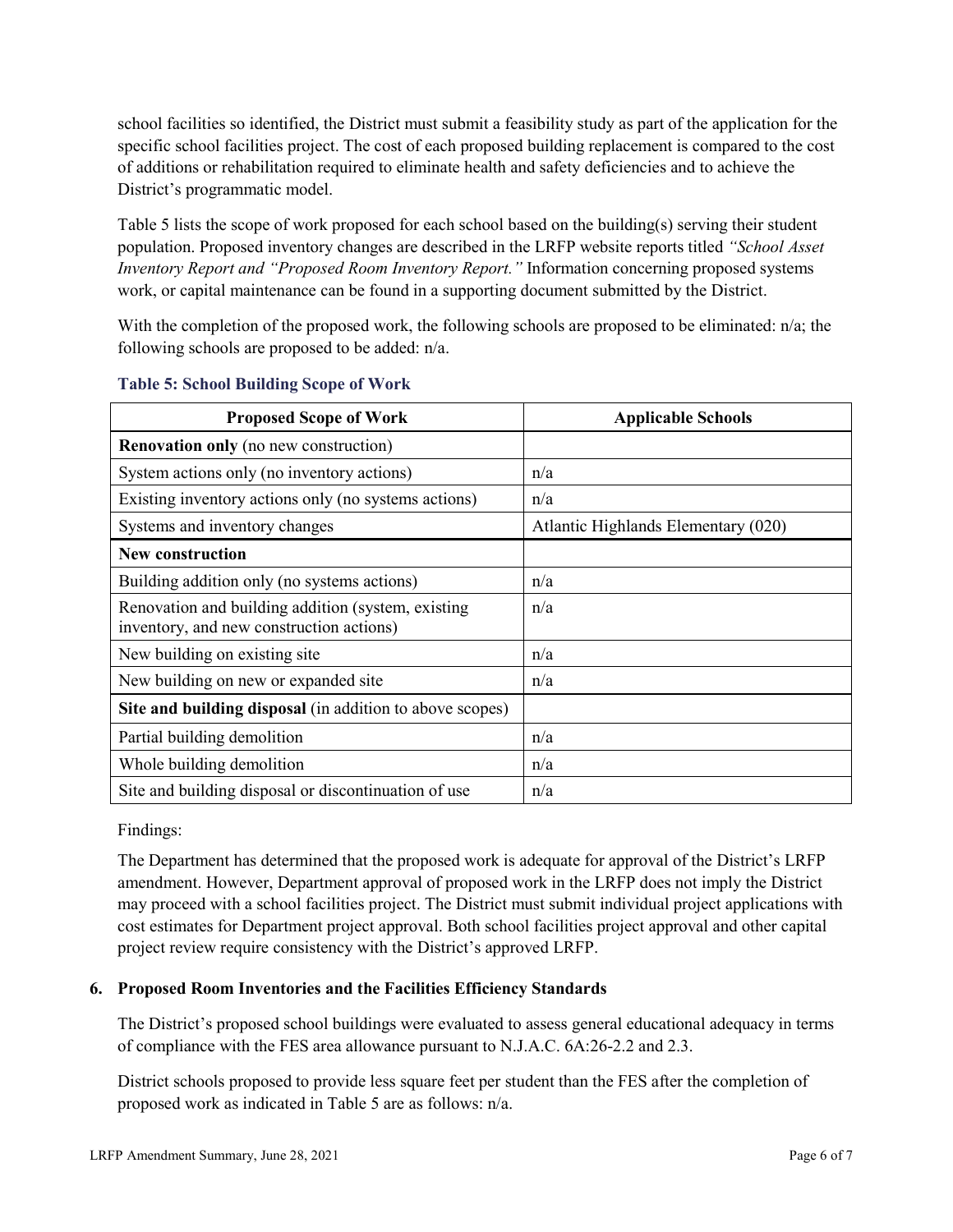school facilities so identified, the District must submit a feasibility study as part of the application for the specific school facilities project. The cost of each proposed building replacement is compared to the cost of additions or rehabilitation required to eliminate health and safety deficiencies and to achieve the District's programmatic model.

Table 5 lists the scope of work proposed for each school based on the building(s) serving their student population. Proposed inventory changes are described in the LRFP website reports titled *"School Asset Inventory Report and "Proposed Room Inventory Report."* Information concerning proposed systems work, or capital maintenance can be found in a supporting document submitted by the District.

With the completion of the proposed work, the following schools are proposed to be eliminated: n/a; the following schools are proposed to be added: n/a.

**Table 5: School Building Scope of Work**

| Proposed Scope of Work | Applicable Schools |
|---|---|
| **Renovation only** (no new construction) | |
| System actions only (no inventory actions) | n/a |
| Existing inventory actions only (no systems actions) | n/a |
| Systems and inventory changes | Atlantic Highlands Elementary (020) |
| **New construction** | |
| Building addition only (no systems actions) | n/a |
| Renovation and building addition (system, existing inventory, and new construction actions) | n/a |
| New building on existing site | n/a |
| New building on new or expanded site | n/a |
| **Site and building disposal** (in addition to above scopes) | |
| Partial building demolition | n/a |
| Whole building demolition | n/a |
| Site and building disposal or discontinuation of use | n/a |

Findings:

The Department has determined that the proposed work is adequate for approval of the District's LRFP amendment. However, Department approval of proposed work in the LRFP does not imply the District may proceed with a school facilities project. The District must submit individual project applications with cost estimates for Department project approval. Both school facilities project approval and other capital project review require consistency with the District's approved LRFP.

### 6. Proposed Room Inventories and the Facilities Efficiency Standards

The District's proposed school buildings were evaluated to assess general educational adequacy in terms of compliance with the FES area allowance pursuant to N.J.A.C. 6A:26-2.2 and 2.3.

District schools proposed to provide less square feet per student than the FES after the completion of proposed work as indicated in Table 5 are as follows: n/a.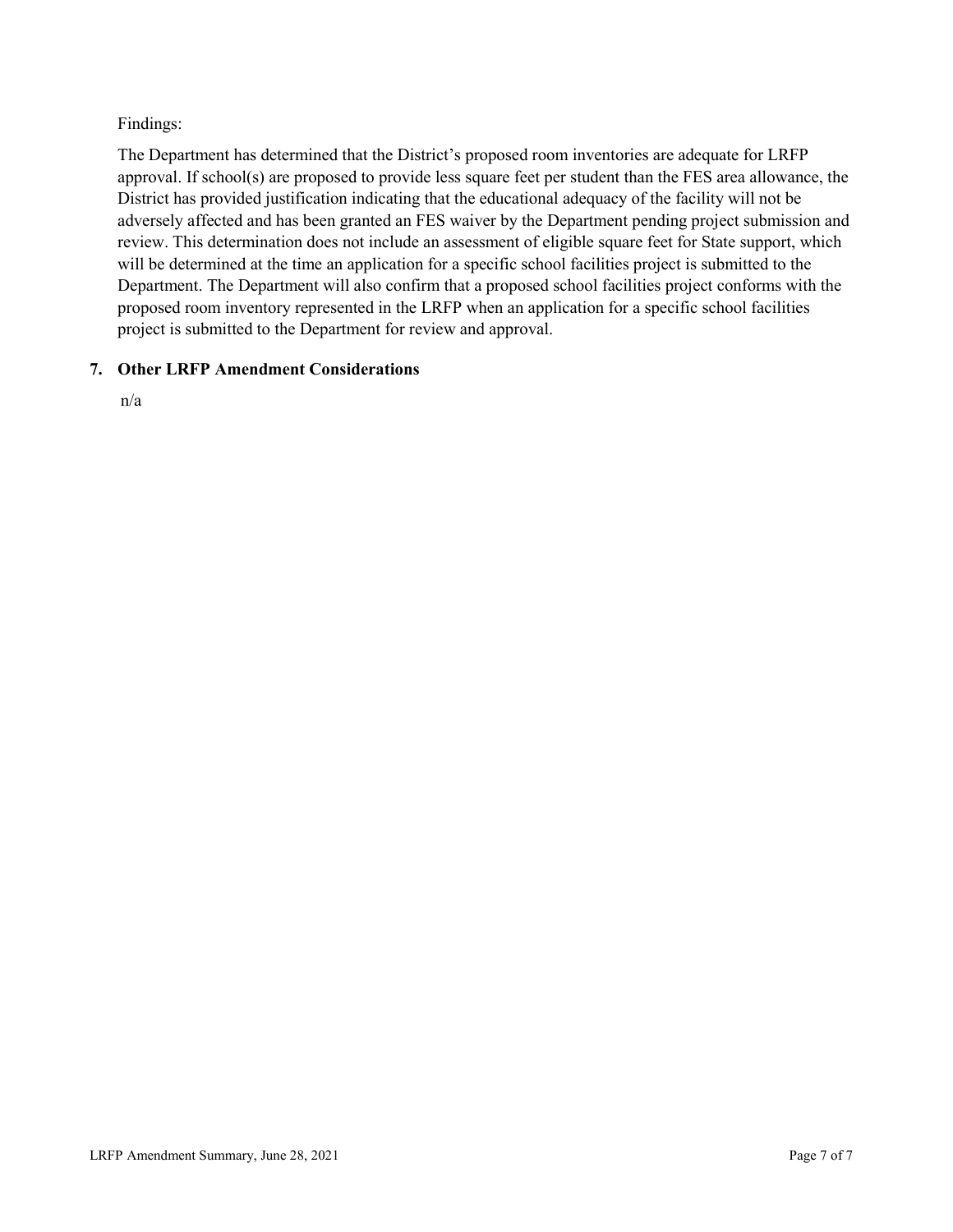Findings:

The Department has determined that the District's proposed room inventories are adequate for LRFP approval. If school(s) are proposed to provide less square feet per student than the FES area allowance, the District has provided justification indicating that the educational adequacy of the facility will not be adversely affected and has been granted an FES waiver by the Department pending project submission and review. This determination does not include an assessment of eligible square feet for State support, which will be determined at the time an application for a specific school facilities project is submitted to the Department. The Department will also confirm that a proposed school facilities project conforms with the proposed room inventory represented in the LRFP when an application for a specific school facilities project is submitted to the Department for review and approval.

## 7. Other LRFP Amendment Considerations

n/a